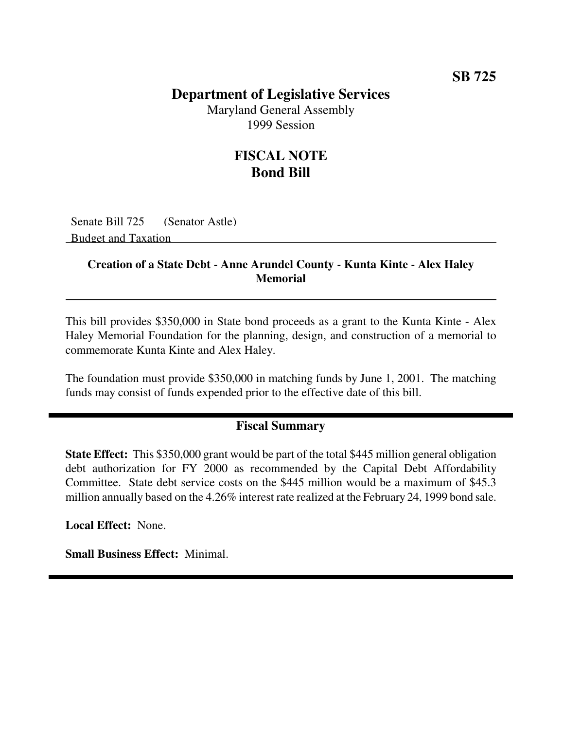SB 725

# Department of Legislative Services

Maryland General Assembly
1999 Session

## FISCAL NOTE
## Bond Bill

Senate Bill 725 (Senator Astle)
Budget and Taxation

### Creation of a State Debt - Anne Arundel County - Kunta Kinte - Alex Haley Memorial

This bill provides $350,000 in State bond proceeds as a grant to the Kunta Kinte - Alex Haley Memorial Foundation for the planning, design, and construction of a memorial to commemorate Kunta Kinte and Alex Haley.

The foundation must provide $350,000 in matching funds by June 1, 2001. The matching funds may consist of funds expended prior to the effective date of this bill.

### Fiscal Summary

**State Effect:** This $350,000 grant would be part of the total $445 million general obligation debt authorization for FY 2000 as recommended by the Capital Debt Affordability Committee. State debt service costs on the $445 million would be a maximum of $45.3 million annually based on the 4.26% interest rate realized at the February 24, 1999 bond sale.

**Local Effect:** None.

**Small Business Effect:** Minimal.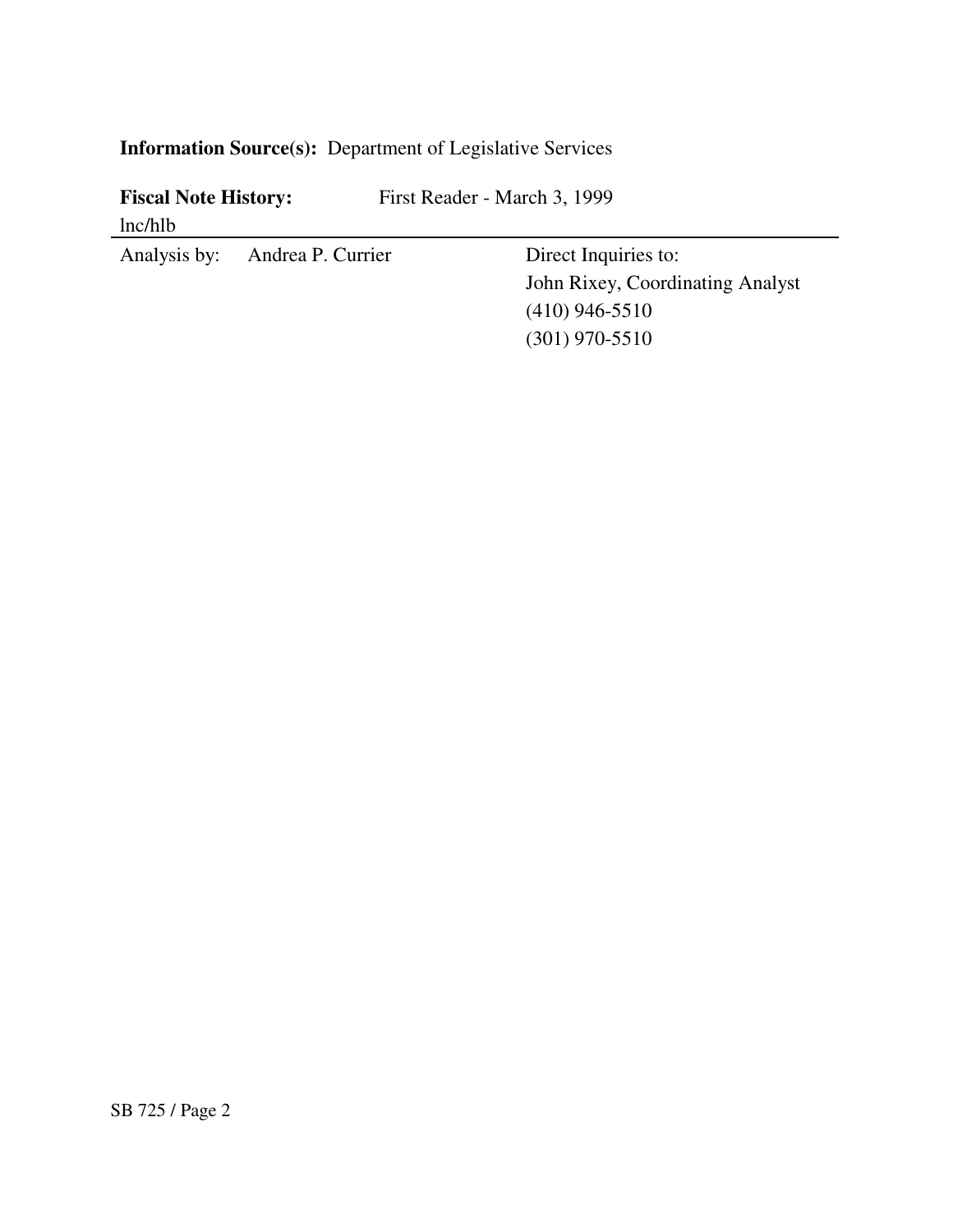**Information Source(s):** Department of Legislative Services

**Fiscal Note History:** First Reader - March 3, 1999

lnc/hlb

---

Analysis by: Andrea P. Currier

Direct Inquiries to:
John Rixey, Coordinating Analyst
(410) 946-5510
(301) 970-5510